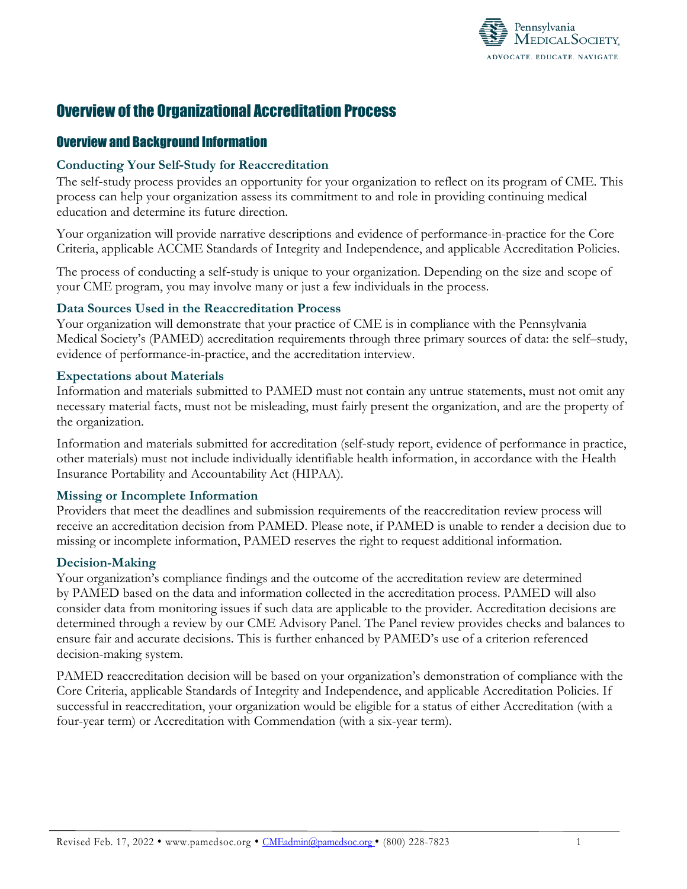# Overview of the Organizational Accreditation Process

## Overview and Background Information

### Conducting Your Self-Study for Reaccreditation

The self-study process provides an opportunity for your organization to reflect on its program of CME. This process can help your organization assess its commitment to and role in providing continuing medical education and determine its future direction.

Your organization will provide narrative descriptions and evidence of performance-in-practice for the Core Criteria, applicable ACCME Standards of Integrity and Independence, and applicable Accreditation Policies.

The process of conducting a self-study is unique to your organization. Depending on the size and scope of your CME program, you may involve many or just a few individuals in the process.

### Data Sources Used in the Reaccreditation Process

Your organization will demonstrate that your practice of CME is in compliance with the Pennsylvania Medical Society's (PAMED) accreditation requirements through three primary sources of data: the self–study, evidence of performance-in-practice, and the accreditation interview.

### Expectations about Materials

Information and materials submitted to PAMED must not contain any untrue statements, must not omit any necessary material facts, must not be misleading, must fairly present the organization, and are the property of the organization.

Information and materials submitted for accreditation (self-study report, evidence of performance in practice, other materials) must not include individually identifiable health information, in accordance with the Health Insurance Portability and Accountability Act (HIPAA).

### Missing or Incomplete Information

Providers that meet the deadlines and submission requirements of the reaccreditation review process will receive an accreditation decision from PAMED. Please note, if PAMED is unable to render a decision due to missing or incomplete information, PAMED reserves the right to request additional information.

### Decision-Making

Your organization's compliance findings and the outcome of the accreditation review are determined by PAMED based on the data and information collected in the accreditation process. PAMED will also consider data from monitoring issues if such data are applicable to the provider. Accreditation decisions are determined through a review by our CME Advisory Panel. The Panel review provides checks and balances to ensure fair and accurate decisions. This is further enhanced by PAMED's use of a criterion referenced decision-making system.

PAMED reaccreditation decision will be based on your organization's demonstration of compliance with the Core Criteria, applicable Standards of Integrity and Independence, and applicable Accreditation Policies. If successful in reaccreditation, your organization would be eligible for a status of either Accreditation (with a four-year term) or Accreditation with Commendation (with a six-year term).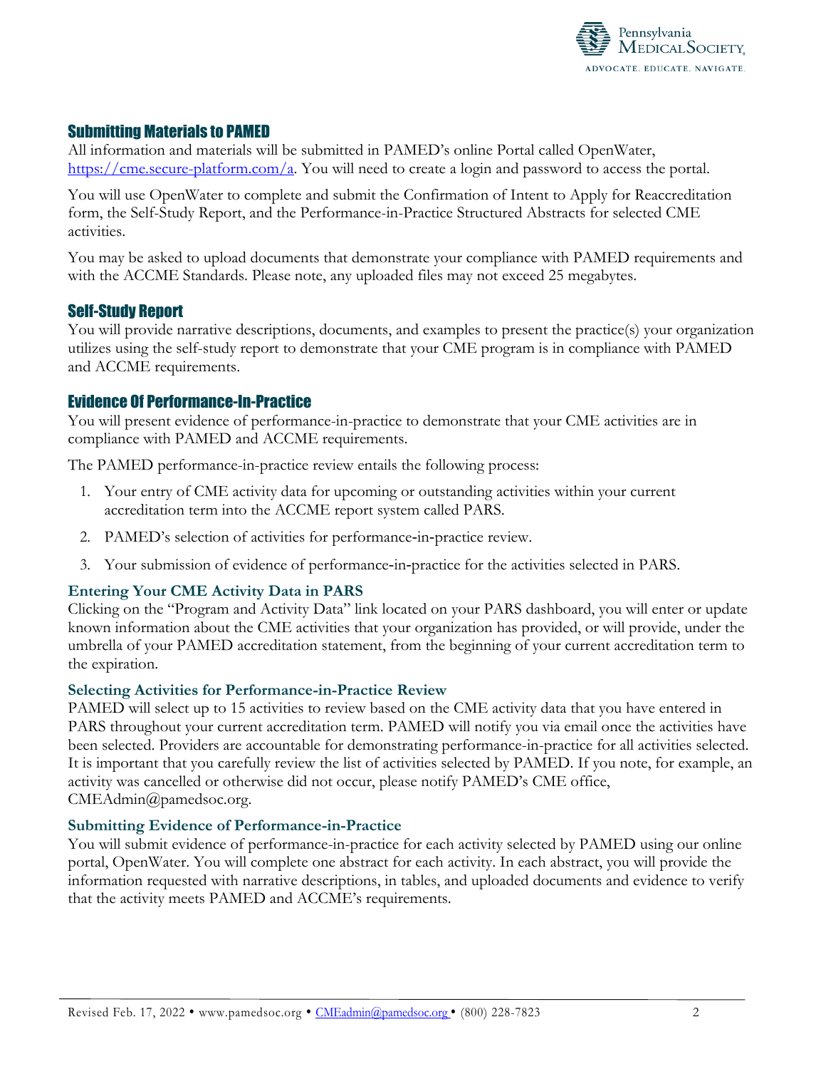## Submitting Materials to PAMED

All information and materials will be submitted in PAMED's online Portal called OpenWater, https://cme.secure-platform.com/a. You will need to create a login and password to access the portal.

You will use OpenWater to complete and submit the Confirmation of Intent to Apply for Reaccreditation form, the Self-Study Report, and the Performance-in-Practice Structured Abstracts for selected CME activities.

You may be asked to upload documents that demonstrate your compliance with PAMED requirements and with the ACCME Standards. Please note, any uploaded files may not exceed 25 megabytes.

## Self-Study Report

You will provide narrative descriptions, documents, and examples to present the practice(s) your organization utilizes using the self-study report to demonstrate that your CME program is in compliance with PAMED and ACCME requirements.

## Evidence Of Performance-In-Practice

You will present evidence of performance-in-practice to demonstrate that your CME activities are in compliance with PAMED and ACCME requirements.

The PAMED performance-in-practice review entails the following process:

1. Your entry of CME activity data for upcoming or outstanding activities within your current accreditation term into the ACCME report system called PARS.
2. PAMED's selection of activities for performance-in-practice review.
3. Your submission of evidence of performance-in-practice for the activities selected in PARS.

### Entering Your CME Activity Data in PARS

Clicking on the "Program and Activity Data" link located on your PARS dashboard, you will enter or update known information about the CME activities that your organization has provided, or will provide, under the umbrella of your PAMED accreditation statement, from the beginning of your current accreditation term to the expiration.

### Selecting Activities for Performance-in-Practice Review

PAMED will select up to 15 activities to review based on the CME activity data that you have entered in PARS throughout your current accreditation term. PAMED will notify you via email once the activities have been selected. Providers are accountable for demonstrating performance-in-practice for all activities selected. It is important that you carefully review the list of activities selected by PAMED. If you note, for example, an activity was cancelled or otherwise did not occur, please notify PAMED's CME office, CMEAdmin@pamedsoc.org.

### Submitting Evidence of Performance-in-Practice

You will submit evidence of performance-in-practice for each activity selected by PAMED using our online portal, OpenWater. You will complete one abstract for each activity. In each abstract, you will provide the information requested with narrative descriptions, in tables, and uploaded documents and evidence to verify that the activity meets PAMED and ACCME's requirements.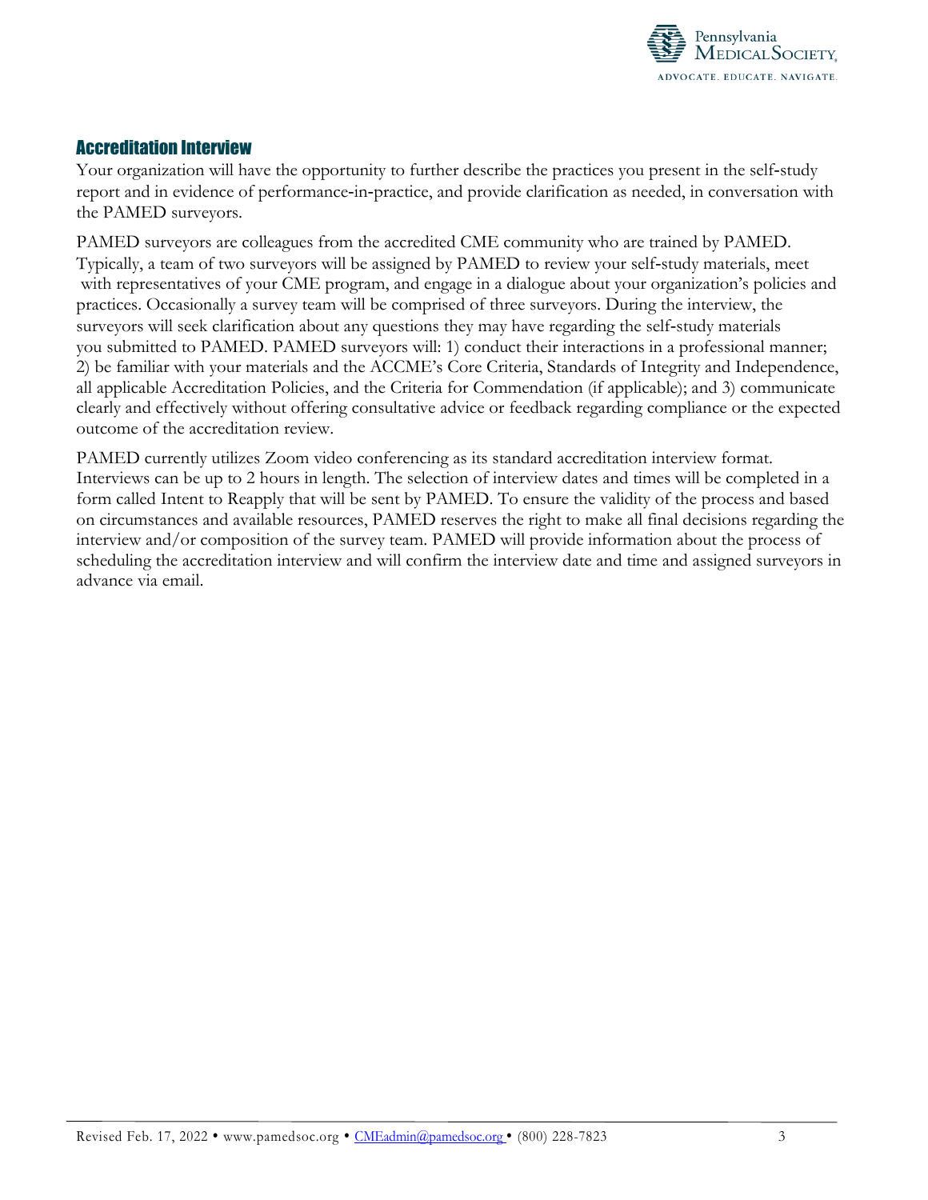## Accreditation Interview

Your organization will have the opportunity to further describe the practices you present in the self-study report and in evidence of performance-in-practice, and provide clarification as needed, in conversation with the PAMED surveyors.

PAMED surveyors are colleagues from the accredited CME community who are trained by PAMED. Typically, a team of two surveyors will be assigned by PAMED to review your self-study materials, meet with representatives of your CME program, and engage in a dialogue about your organization's policies and practices. Occasionally a survey team will be comprised of three surveyors. During the interview, the surveyors will seek clarification about any questions they may have regarding the self-study materials you submitted to PAMED. PAMED surveyors will: 1) conduct their interactions in a professional manner; 2) be familiar with your materials and the ACCME's Core Criteria, Standards of Integrity and Independence, all applicable Accreditation Policies, and the Criteria for Commendation (if applicable); and 3) communicate clearly and effectively without offering consultative advice or feedback regarding compliance or the expected outcome of the accreditation review.

PAMED currently utilizes Zoom video conferencing as its standard accreditation interview format. Interviews can be up to 2 hours in length. The selection of interview dates and times will be completed in a form called Intent to Reapply that will be sent by PAMED. To ensure the validity of the process and based on circumstances and available resources, PAMED reserves the right to make all final decisions regarding the interview and/or composition of the survey team. PAMED will provide information about the process of scheduling the accreditation interview and will confirm the interview date and time and assigned surveyors in advance via email.